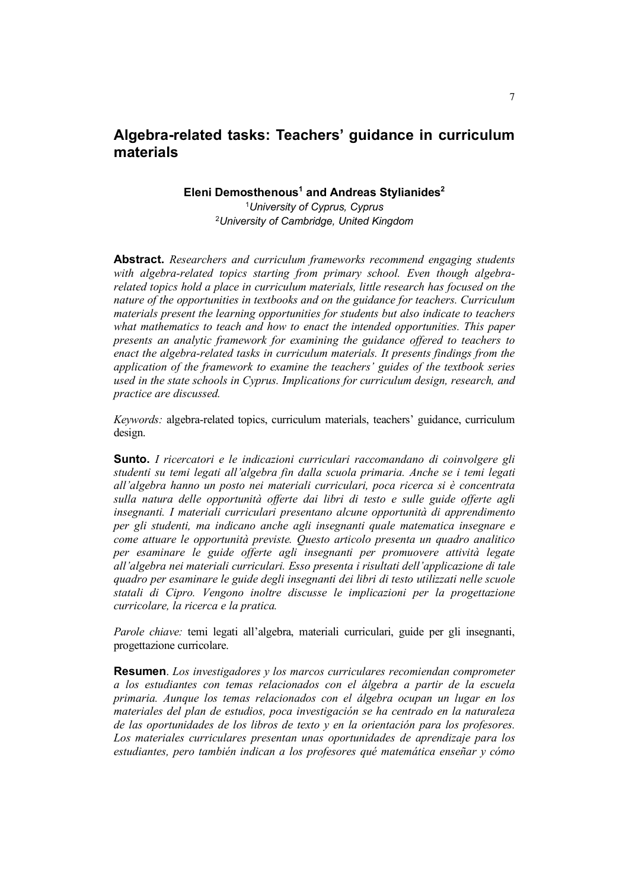# Algebra-related tasks: Teachers' guidance in curriculum materials

**Eleni Demosthenous[1] and Andreas Stylianides[2]**

[1]*University of Cyprus, Cyprus*
[2]*University of Cambridge, United Kingdom*

**Abstract.** *Researchers and curriculum frameworks recommend engaging students with algebra-related topics starting from primary school. Even though algebra-related topics hold a place in curriculum materials, little research has focused on the nature of the opportunities in textbooks and on the guidance for teachers. Curriculum materials present the learning opportunities for students but also indicate to teachers what mathematics to teach and how to enact the intended opportunities. This paper presents an analytic framework for examining the guidance offered to teachers to enact the algebra-related tasks in curriculum materials. It presents findings from the application of the framework to examine the teachers' guides of the textbook series used in the state schools in Cyprus. Implications for curriculum design, research, and practice are discussed.*

*Keywords:* algebra-related topics, curriculum materials, teachers' guidance, curriculum design.

**Sunto.** *I ricercatori e le indicazioni curriculari raccomandano di coinvolgere gli studenti su temi legati all'algebra fin dalla scuola primaria. Anche se i temi legati all'algebra hanno un posto nei materiali curriculari, poca ricerca si è concentrata sulla natura delle opportunità offerte dai libri di testo e sulle guide offerte agli insegnanti. I materiali curriculari presentano alcune opportunità di apprendimento per gli studenti, ma indicano anche agli insegnanti quale matematica insegnare e come attuare le opportunità previste. Questo articolo presenta un quadro analitico per esaminare le guide offerte agli insegnanti per promuovere attività legate all'algebra nei materiali curriculari. Esso presenta i risultati dell'applicazione di tale quadro per esaminare le guide degli insegnanti dei libri di testo utilizzati nelle scuole statali di Cipro. Vengono inoltre discusse le implicazioni per la progettazione curricolare, la ricerca e la pratica.*

*Parole chiave:* temi legati all'algebra, materiali curriculari, guide per gli insegnanti, progettazione curricolare.

**Resumen**. *Los investigadores y los marcos curriculares recomiendan comprometer a los estudiantes con temas relacionados con el álgebra a partir de la escuela primaria. Aunque los temas relacionados con el álgebra ocupan un lugar en los materiales del plan de estudios, poca investigación se ha centrado en la naturaleza de las oportunidades de los libros de texto y en la orientación para los profesores. Los materiales curriculares presentan unas oportunidades de aprendizaje para los estudiantes, pero también indican a los profesores qué matemática enseñar y cómo*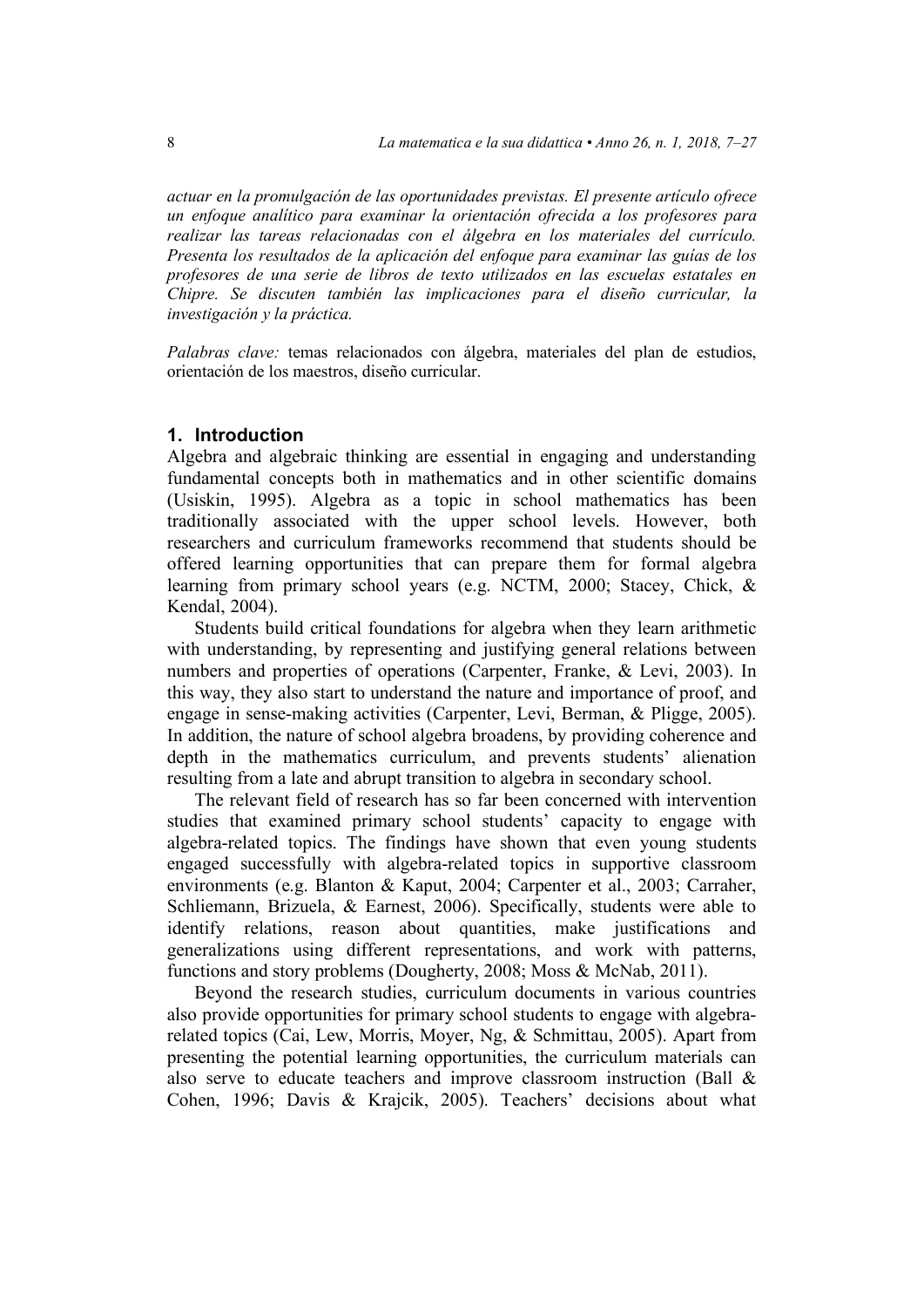*actuar en la promulgación de las oportunidades previstas. El presente artículo ofrece un enfoque analítico para examinar la orientación ofrecida a los profesores para realizar las tareas relacionadas con el álgebra en los materiales del currículo. Presenta los resultados de la aplicación del enfoque para examinar las guías de los profesores de una serie de libros de texto utilizados en las escuelas estatales en Chipre. Se discuten también las implicaciones para el diseño curricular, la investigación y la práctica.*

*Palabras clave:* temas relacionados con álgebra, materiales del plan de estudios, orientación de los maestros, diseño curricular.

## 1. Introduction

Algebra and algebraic thinking are essential in engaging and understanding fundamental concepts both in mathematics and in other scientific domains (Usiskin, 1995). Algebra as a topic in school mathematics has been traditionally associated with the upper school levels. However, both researchers and curriculum frameworks recommend that students should be offered learning opportunities that can prepare them for formal algebra learning from primary school years (e.g. NCTM, 2000; Stacey, Chick, & Kendal, 2004).

Students build critical foundations for algebra when they learn arithmetic with understanding, by representing and justifying general relations between numbers and properties of operations (Carpenter, Franke, & Levi, 2003). In this way, they also start to understand the nature and importance of proof, and engage in sense-making activities (Carpenter, Levi, Berman, & Pligge, 2005). In addition, the nature of school algebra broadens, by providing coherence and depth in the mathematics curriculum, and prevents students' alienation resulting from a late and abrupt transition to algebra in secondary school.

The relevant field of research has so far been concerned with intervention studies that examined primary school students' capacity to engage with algebra-related topics. The findings have shown that even young students engaged successfully with algebra-related topics in supportive classroom environments (e.g. Blanton & Kaput, 2004; Carpenter et al., 2003; Carraher, Schliemann, Brizuela, & Earnest, 2006). Specifically, students were able to identify relations, reason about quantities, make justifications and generalizations using different representations, and work with patterns, functions and story problems (Dougherty, 2008; Moss & McNab, 2011).

Beyond the research studies, curriculum documents in various countries also provide opportunities for primary school students to engage with algebra-related topics (Cai, Lew, Morris, Moyer, Ng, & Schmittau, 2005). Apart from presenting the potential learning opportunities, the curriculum materials can also serve to educate teachers and improve classroom instruction (Ball & Cohen, 1996; Davis & Krajcik, 2005). Teachers' decisions about what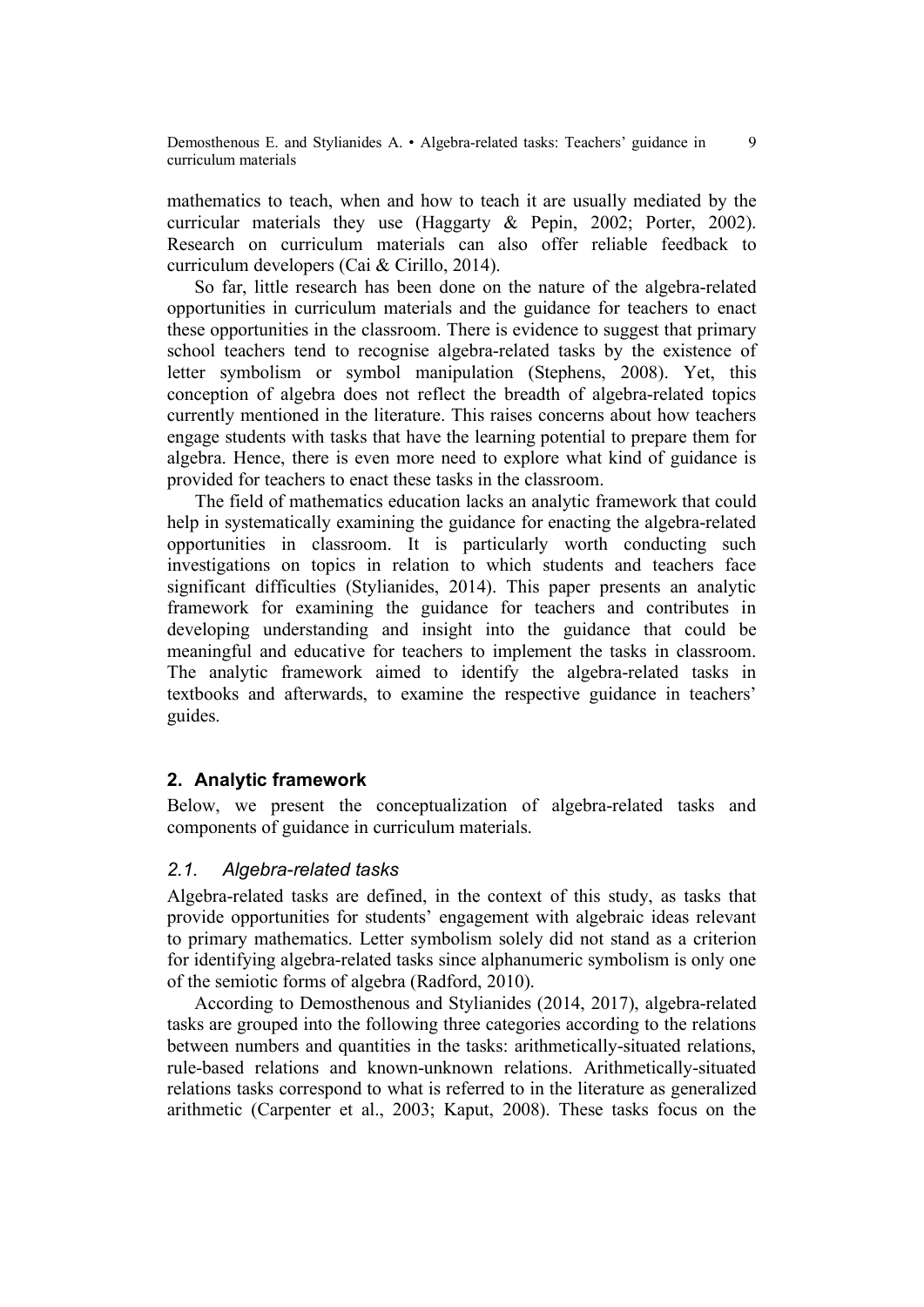mathematics to teach, when and how to teach it are usually mediated by the curricular materials they use (Haggarty & Pepin, 2002; Porter, 2002). Research on curriculum materials can also offer reliable feedback to curriculum developers (Cai & Cirillo, 2014).

So far, little research has been done on the nature of the algebra-related opportunities in curriculum materials and the guidance for teachers to enact these opportunities in the classroom. There is evidence to suggest that primary school teachers tend to recognise algebra-related tasks by the existence of letter symbolism or symbol manipulation (Stephens, 2008). Yet, this conception of algebra does not reflect the breadth of algebra-related topics currently mentioned in the literature. This raises concerns about how teachers engage students with tasks that have the learning potential to prepare them for algebra. Hence, there is even more need to explore what kind of guidance is provided for teachers to enact these tasks in the classroom.

The field of mathematics education lacks an analytic framework that could help in systematically examining the guidance for enacting the algebra-related opportunities in classroom. It is particularly worth conducting such investigations on topics in relation to which students and teachers face significant difficulties (Stylianides, 2014). This paper presents an analytic framework for examining the guidance for teachers and contributes in developing understanding and insight into the guidance that could be meaningful and educative for teachers to implement the tasks in classroom. The analytic framework aimed to identify the algebra-related tasks in textbooks and afterwards, to examine the respective guidance in teachers' guides.

## 2. Analytic framework

Below, we present the conceptualization of algebra-related tasks and components of guidance in curriculum materials.

### *2.1. Algebra-related tasks*

Algebra-related tasks are defined, in the context of this study, as tasks that provide opportunities for students' engagement with algebraic ideas relevant to primary mathematics. Letter symbolism solely did not stand as a criterion for identifying algebra-related tasks since alphanumeric symbolism is only one of the semiotic forms of algebra (Radford, 2010).

According to Demosthenous and Stylianides (2014, 2017), algebra-related tasks are grouped into the following three categories according to the relations between numbers and quantities in the tasks: arithmetically-situated relations, rule-based relations and known-unknown relations. Arithmetically-situated relations tasks correspond to what is referred to in the literature as generalized arithmetic (Carpenter et al., 2003; Kaput, 2008). These tasks focus on the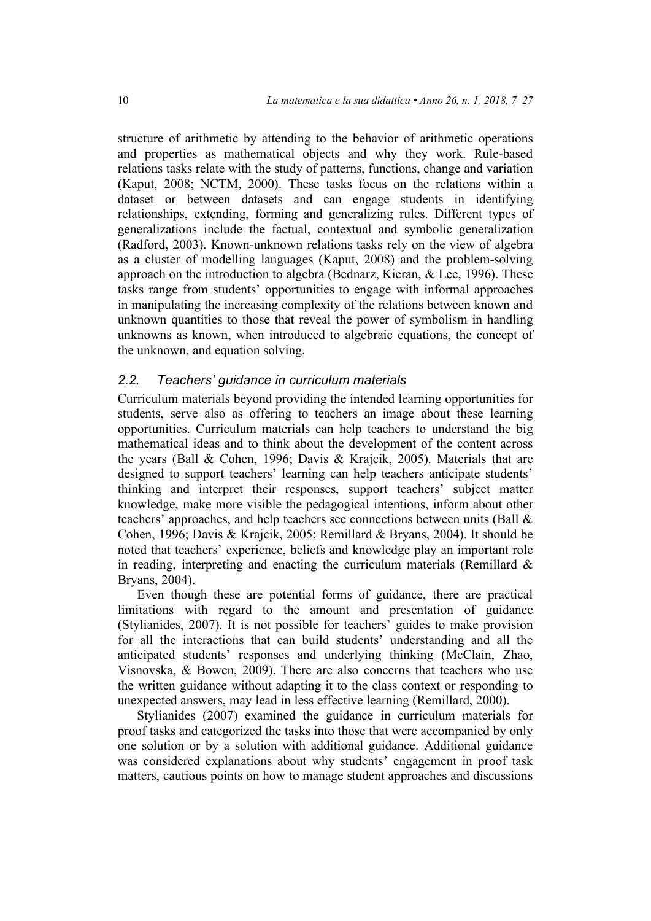structure of arithmetic by attending to the behavior of arithmetic operations and properties as mathematical objects and why they work. Rule-based relations tasks relate with the study of patterns, functions, change and variation (Kaput, 2008; NCTM, 2000). These tasks focus on the relations within a dataset or between datasets and can engage students in identifying relationships, extending, forming and generalizing rules. Different types of generalizations include the factual, contextual and symbolic generalization (Radford, 2003). Known-unknown relations tasks rely on the view of algebra as a cluster of modelling languages (Kaput, 2008) and the problem-solving approach on the introduction to algebra (Bednarz, Kieran, & Lee, 1996). These tasks range from students' opportunities to engage with informal approaches in manipulating the increasing complexity of the relations between known and unknown quantities to those that reveal the power of symbolism in handling unknowns as known, when introduced to algebraic equations, the concept of the unknown, and equation solving.

### 2.2. *Teachers' guidance in curriculum materials*

Curriculum materials beyond providing the intended learning opportunities for students, serve also as offering to teachers an image about these learning opportunities. Curriculum materials can help teachers to understand the big mathematical ideas and to think about the development of the content across the years (Ball & Cohen, 1996; Davis & Krajcik, 2005). Materials that are designed to support teachers' learning can help teachers anticipate students' thinking and interpret their responses, support teachers' subject matter knowledge, make more visible the pedagogical intentions, inform about other teachers' approaches, and help teachers see connections between units (Ball & Cohen, 1996; Davis & Krajcik, 2005; Remillard & Bryans, 2004). It should be noted that teachers' experience, beliefs and knowledge play an important role in reading, interpreting and enacting the curriculum materials (Remillard & Bryans, 2004).

Even though these are potential forms of guidance, there are practical limitations with regard to the amount and presentation of guidance (Stylianides, 2007). It is not possible for teachers' guides to make provision for all the interactions that can build students' understanding and all the anticipated students' responses and underlying thinking (McClain, Zhao, Visnovska, & Bowen, 2009). There are also concerns that teachers who use the written guidance without adapting it to the class context or responding to unexpected answers, may lead in less effective learning (Remillard, 2000).

Stylianides (2007) examined the guidance in curriculum materials for proof tasks and categorized the tasks into those that were accompanied by only one solution or by a solution with additional guidance. Additional guidance was considered explanations about why students' engagement in proof task matters, cautious points on how to manage student approaches and discussions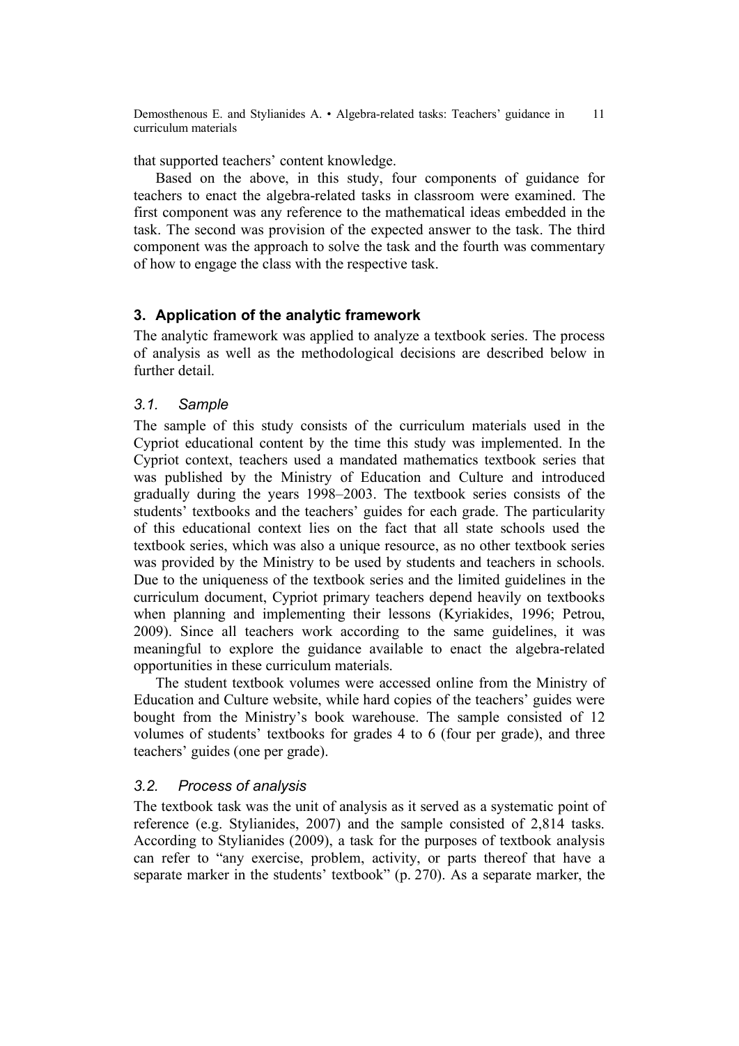that supported teachers' content knowledge.

Based on the above, in this study, four components of guidance for teachers to enact the algebra-related tasks in classroom were examined. The first component was any reference to the mathematical ideas embedded in the task. The second was provision of the expected answer to the task. The third component was the approach to solve the task and the fourth was commentary of how to engage the class with the respective task.

## 3. Application of the analytic framework

The analytic framework was applied to analyze a textbook series. The process of analysis as well as the methodological decisions are described below in further detail.

### *3.1. Sample*

The sample of this study consists of the curriculum materials used in the Cypriot educational content by the time this study was implemented. In the Cypriot context, teachers used a mandated mathematics textbook series that was published by the Ministry of Education and Culture and introduced gradually during the years 1998–2003. The textbook series consists of the students' textbooks and the teachers' guides for each grade. The particularity of this educational context lies on the fact that all state schools used the textbook series, which was also a unique resource, as no other textbook series was provided by the Ministry to be used by students and teachers in schools. Due to the uniqueness of the textbook series and the limited guidelines in the curriculum document, Cypriot primary teachers depend heavily on textbooks when planning and implementing their lessons (Kyriakides, 1996; Petrou, 2009). Since all teachers work according to the same guidelines, it was meaningful to explore the guidance available to enact the algebra-related opportunities in these curriculum materials.

The student textbook volumes were accessed online from the Ministry of Education and Culture website, while hard copies of the teachers' guides were bought from the Ministry's book warehouse. The sample consisted of 12 volumes of students' textbooks for grades 4 to 6 (four per grade), and three teachers' guides (one per grade).

### *3.2. Process of analysis*

The textbook task was the unit of analysis as it served as a systematic point of reference (e.g. Stylianides, 2007) and the sample consisted of 2,814 tasks. According to Stylianides (2009), a task for the purposes of textbook analysis can refer to "any exercise, problem, activity, or parts thereof that have a separate marker in the students' textbook" (p. 270). As a separate marker, the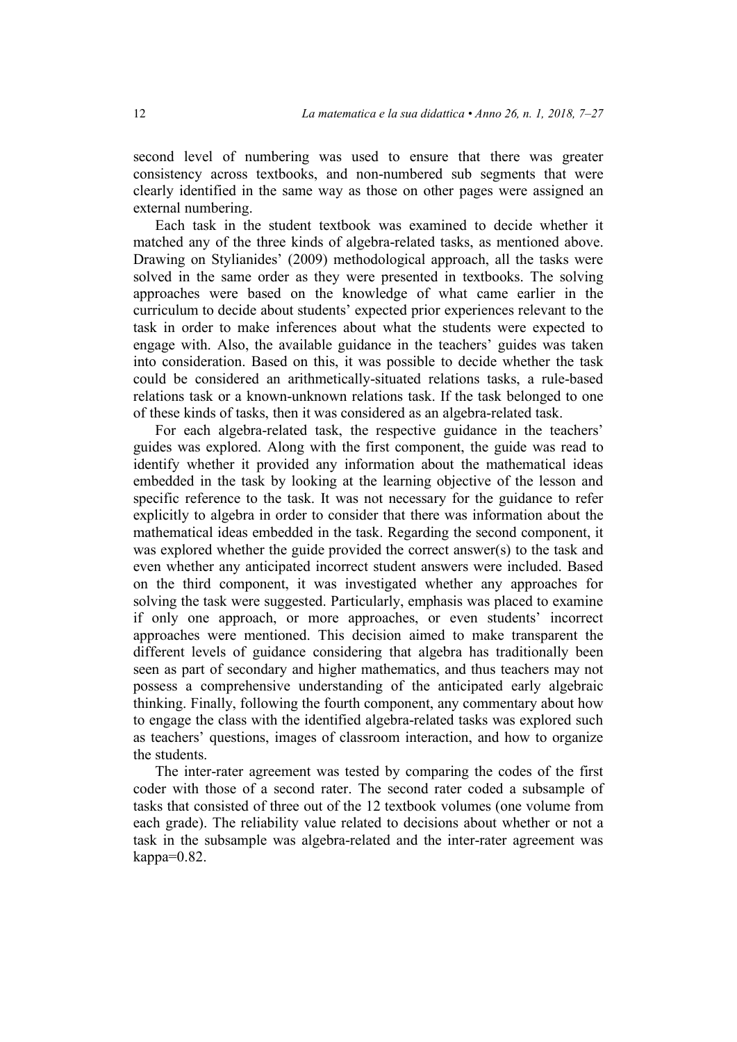second level of numbering was used to ensure that there was greater consistency across textbooks, and non-numbered sub segments that were clearly identified in the same way as those on other pages were assigned an external numbering.

Each task in the student textbook was examined to decide whether it matched any of the three kinds of algebra-related tasks, as mentioned above. Drawing on Stylianides' (2009) methodological approach, all the tasks were solved in the same order as they were presented in textbooks. The solving approaches were based on the knowledge of what came earlier in the curriculum to decide about students' expected prior experiences relevant to the task in order to make inferences about what the students were expected to engage with. Also, the available guidance in the teachers' guides was taken into consideration. Based on this, it was possible to decide whether the task could be considered an arithmetically-situated relations tasks, a rule-based relations task or a known-unknown relations task. If the task belonged to one of these kinds of tasks, then it was considered as an algebra-related task.

For each algebra-related task, the respective guidance in the teachers' guides was explored. Along with the first component, the guide was read to identify whether it provided any information about the mathematical ideas embedded in the task by looking at the learning objective of the lesson and specific reference to the task. It was not necessary for the guidance to refer explicitly to algebra in order to consider that there was information about the mathematical ideas embedded in the task. Regarding the second component, it was explored whether the guide provided the correct answer(s) to the task and even whether any anticipated incorrect student answers were included. Based on the third component, it was investigated whether any approaches for solving the task were suggested. Particularly, emphasis was placed to examine if only one approach, or more approaches, or even students' incorrect approaches were mentioned. This decision aimed to make transparent the different levels of guidance considering that algebra has traditionally been seen as part of secondary and higher mathematics, and thus teachers may not possess a comprehensive understanding of the anticipated early algebraic thinking. Finally, following the fourth component, any commentary about how to engage the class with the identified algebra-related tasks was explored such as teachers' questions, images of classroom interaction, and how to organize the students.

The inter-rater agreement was tested by comparing the codes of the first coder with those of a second rater. The second rater coded a subsample of tasks that consisted of three out of the 12 textbook volumes (one volume from each grade). The reliability value related to decisions about whether or not a task in the subsample was algebra-related and the inter-rater agreement was kappa=0.82.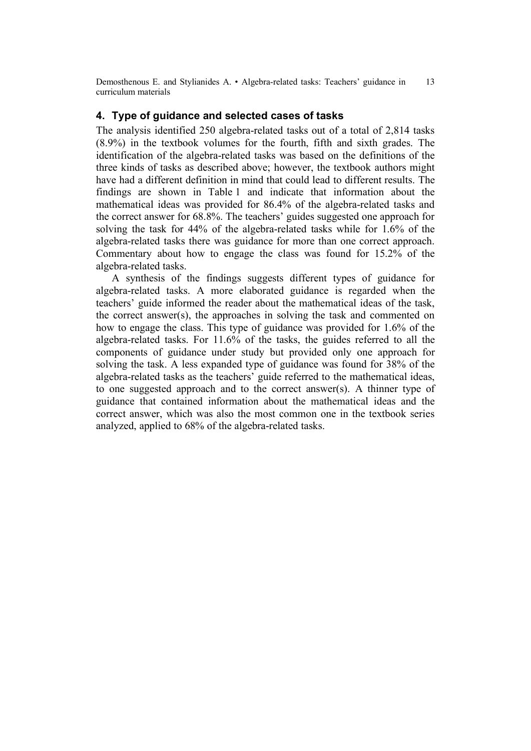## 4. Type of guidance and selected cases of tasks

The analysis identified 250 algebra-related tasks out of a total of 2,814 tasks (8.9%) in the textbook volumes for the fourth, fifth and sixth grades. The identification of the algebra-related tasks was based on the definitions of the three kinds of tasks as described above; however, the textbook authors might have had a different definition in mind that could lead to different results. The findings are shown in Table 1 and indicate that information about the mathematical ideas was provided for 86.4% of the algebra-related tasks and the correct answer for 68.8%. The teachers' guides suggested one approach for solving the task for 44% of the algebra-related tasks while for 1.6% of the algebra-related tasks there was guidance for more than one correct approach. Commentary about how to engage the class was found for 15.2% of the algebra-related tasks.

A synthesis of the findings suggests different types of guidance for algebra-related tasks. A more elaborated guidance is regarded when the teachers' guide informed the reader about the mathematical ideas of the task, the correct answer(s), the approaches in solving the task and commented on how to engage the class. This type of guidance was provided for 1.6% of the algebra-related tasks. For 11.6% of the tasks, the guides referred to all the components of guidance under study but provided only one approach for solving the task. A less expanded type of guidance was found for 38% of the algebra-related tasks as the teachers' guide referred to the mathematical ideas, to one suggested approach and to the correct answer(s). A thinner type of guidance that contained information about the mathematical ideas and the correct answer, which was also the most common one in the textbook series analyzed, applied to 68% of the algebra-related tasks.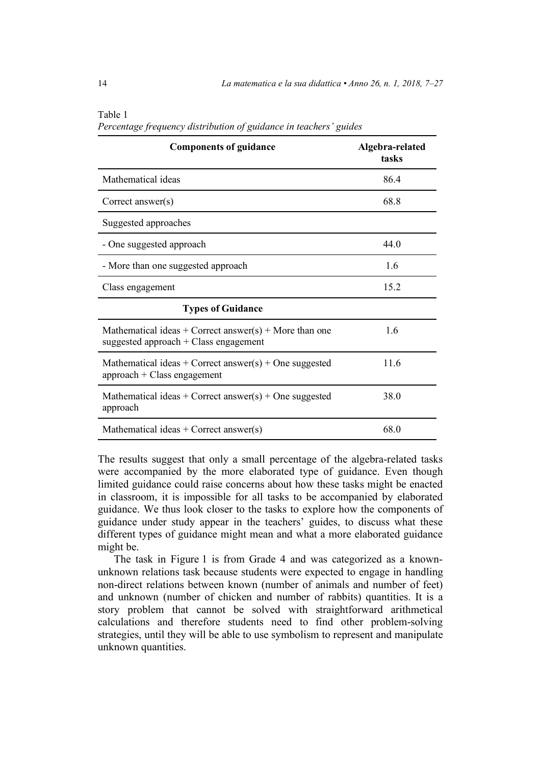Table 1
*Percentage frequency distribution of guidance in teachers' guides*

| Components of guidance | Algebra-related tasks |
|---|---|
| Mathematical ideas | 86.4 |
| Correct answer(s) | 68.8 |
| Suggested approaches | |
| - One suggested approach | 44.0 |
| - More than one suggested approach | 1.6 |
| Class engagement | 15.2 |
| **Types of Guidance** | |
| Mathematical ideas + Correct answer(s) + More than one suggested approach + Class engagement | 1.6 |
| Mathematical ideas + Correct answer(s) + One suggested approach + Class engagement | 11.6 |
| Mathematical ideas + Correct answer(s) + One suggested approach | 38.0 |
| Mathematical ideas + Correct answer(s) | 68.0 |

The results suggest that only a small percentage of the algebra-related tasks were accompanied by the more elaborated type of guidance. Even though limited guidance could raise concerns about how these tasks might be enacted in classroom, it is impossible for all tasks to be accompanied by elaborated guidance. We thus look closer to the tasks to explore how the components of guidance under study appear in the teachers' guides, to discuss what these different types of guidance might mean and what a more elaborated guidance might be.

The task in Figure 1 is from Grade 4 and was categorized as a known-unknown relations task because students were expected to engage in handling non-direct relations between known (number of animals and number of feet) and unknown (number of chicken and number of rabbits) quantities. It is a story problem that cannot be solved with straightforward arithmetical calculations and therefore students need to find other problem-solving strategies, until they will be able to use symbolism to represent and manipulate unknown quantities.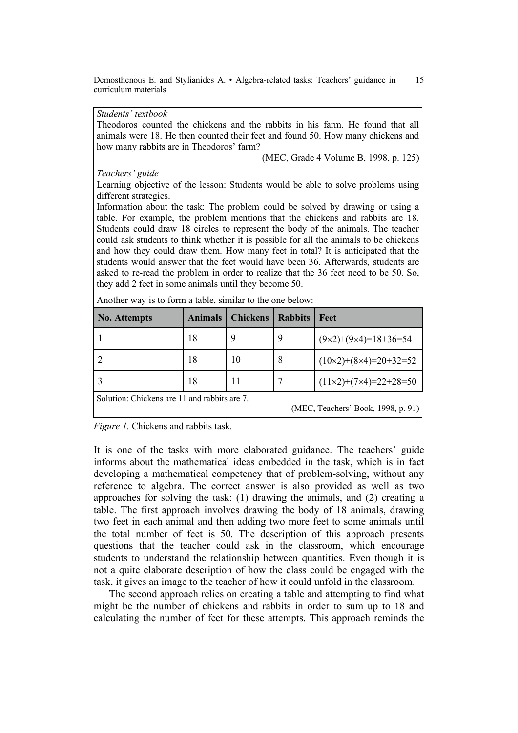*Students' textbook*

Theodoros counted the chickens and the rabbits in his farm. He found that all animals were 18. He then counted their feet and found 50. How many chickens and how many rabbits are in Theodoros' farm?

(MEC, Grade 4 Volume B, 1998, p. 125)

*Teachers' guide*

Learning objective of the lesson: Students would be able to solve problems using different strategies.

Information about the task: The problem could be solved by drawing or using a table. For example, the problem mentions that the chickens and rabbits are 18. Students could draw 18 circles to represent the body of the animals. The teacher could ask students to think whether it is possible for all the animals to be chickens and how they could draw them. How many feet in total? It is anticipated that the students would answer that the feet would have been 36. Afterwards, students are asked to re-read the problem in order to realize that the 36 feet need to be 50. So, they add 2 feet in some animals until they become 50.

Another way is to form a table, similar to the one below:

| No. Attempts | Animals | Chickens | Rabbits | Feet |
|---|---|---|---|---|
| 1 | 18 | 9 | 9 | $(9\times2)+(9\times4)=18+36=54$ |
| 2 | 18 | 10 | 8 | $(10\times2)+(8\times4)=20+32=52$ |
| 3 | 18 | 11 | 7 | $(11\times2)+(7\times4)=22+28=50$ |

Solution: Chickens are 11 and rabbits are 7.

(MEC, Teachers' Book, 1998, p. 91)

*Figure 1.* Chickens and rabbits task.

It is one of the tasks with more elaborated guidance. The teachers' guide informs about the mathematical ideas embedded in the task, which is in fact developing a mathematical competency that of problem-solving, without any reference to algebra. The correct answer is also provided as well as two approaches for solving the task: (1) drawing the animals, and (2) creating a table. The first approach involves drawing the body of 18 animals, drawing two feet in each animal and then adding two more feet to some animals until the total number of feet is 50. The description of this approach presents questions that the teacher could ask in the classroom, which encourage students to understand the relationship between quantities. Even though it is not a quite elaborate description of how the class could be engaged with the task, it gives an image to the teacher of how it could unfold in the classroom.

The second approach relies on creating a table and attempting to find what might be the number of chickens and rabbits in order to sum up to 18 and calculating the number of feet for these attempts. This approach reminds the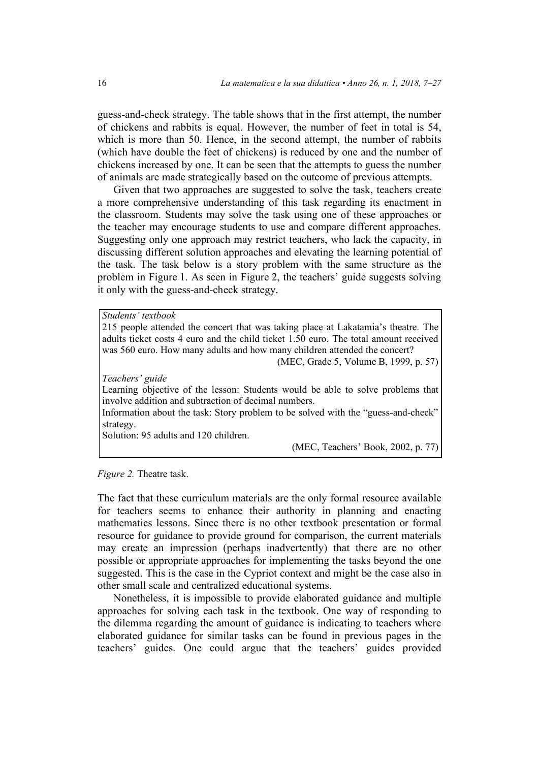guess-and-check strategy. The table shows that in the first attempt, the number of chickens and rabbits is equal. However, the number of feet in total is 54, which is more than 50. Hence, in the second attempt, the number of rabbits (which have double the feet of chickens) is reduced by one and the number of chickens increased by one. It can be seen that the attempts to guess the number of animals are made strategically based on the outcome of previous attempts.

Given that two approaches are suggested to solve the task, teachers create a more comprehensive understanding of this task regarding its enactment in the classroom. Students may solve the task using one of these approaches or the teacher may encourage students to use and compare different approaches. Suggesting only one approach may restrict teachers, who lack the capacity, in discussing different solution approaches and elevating the learning potential of the task. The task below is a story problem with the same structure as the problem in Figure 1. As seen in Figure 2, the teachers' guide suggests solving it only with the guess-and-check strategy.

> *Students' textbook*
>
> 215 people attended the concert that was taking place at Lakatamia's theatre. The adults ticket costs 4 euro and the child ticket 1.50 euro. The total amount received was 560 euro. How many adults and how many children attended the concert?
>
> (MEC, Grade 5, Volume B, 1999, p. 57)
>
> *Teachers' guide*
>
> Learning objective of the lesson: Students would be able to solve problems that involve addition and subtraction of decimal numbers.
>
> Information about the task: Story problem to be solved with the "guess-and-check" strategy.
>
> Solution: 95 adults and 120 children.
>
> (MEC, Teachers' Book, 2002, p. 77)

*Figure 2.* Theatre task.

The fact that these curriculum materials are the only formal resource available for teachers seems to enhance their authority in planning and enacting mathematics lessons. Since there is no other textbook presentation or formal resource for guidance to provide ground for comparison, the current materials may create an impression (perhaps inadvertently) that there are no other possible or appropriate approaches for implementing the tasks beyond the one suggested. This is the case in the Cypriot context and might be the case also in other small scale and centralized educational systems.

Nonetheless, it is impossible to provide elaborated guidance and multiple approaches for solving each task in the textbook. One way of responding to the dilemma regarding the amount of guidance is indicating to teachers where elaborated guidance for similar tasks can be found in previous pages in the teachers' guides. One could argue that the teachers' guides provided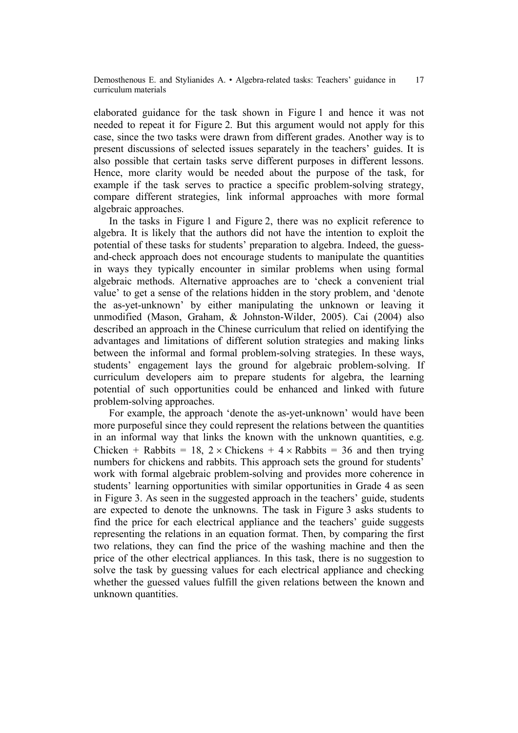elaborated guidance for the task shown in Figure 1 and hence it was not needed to repeat it for Figure 2. But this argument would not apply for this case, since the two tasks were drawn from different grades. Another way is to present discussions of selected issues separately in the teachers' guides. It is also possible that certain tasks serve different purposes in different lessons. Hence, more clarity would be needed about the purpose of the task, for example if the task serves to practice a specific problem-solving strategy, compare different strategies, link informal approaches with more formal algebraic approaches.

In the tasks in Figure 1 and Figure 2, there was no explicit reference to algebra. It is likely that the authors did not have the intention to exploit the potential of these tasks for students' preparation to algebra. Indeed, the guess-and-check approach does not encourage students to manipulate the quantities in ways they typically encounter in similar problems when using formal algebraic methods. Alternative approaches are to 'check a convenient trial value' to get a sense of the relations hidden in the story problem, and 'denote the as-yet-unknown' by either manipulating the unknown or leaving it unmodified (Mason, Graham, & Johnston-Wilder, 2005). Cai (2004) also described an approach in the Chinese curriculum that relied on identifying the advantages and limitations of different solution strategies and making links between the informal and formal problem-solving strategies. In these ways, students' engagement lays the ground for algebraic problem-solving. If curriculum developers aim to prepare students for algebra, the learning potential of such opportunities could be enhanced and linked with future problem-solving approaches.

For example, the approach 'denote the as-yet-unknown' would have been more purposeful since they could represent the relations between the quantities in an informal way that links the known with the unknown quantities, e.g. Chicken + Rabbits = 18, $2 \times$ Chickens + $4 \times$ Rabbits = 36 and then trying numbers for chickens and rabbits. This approach sets the ground for students' work with formal algebraic problem-solving and provides more coherence in students' learning opportunities with similar opportunities in Grade 4 as seen in Figure 3. As seen in the suggested approach in the teachers' guide, students are expected to denote the unknowns. The task in Figure 3 asks students to find the price for each electrical appliance and the teachers' guide suggests representing the relations in an equation format. Then, by comparing the first two relations, they can find the price of the washing machine and then the price of the other electrical appliances. In this task, there is no suggestion to solve the task by guessing values for each electrical appliance and checking whether the guessed values fulfill the given relations between the known and unknown quantities.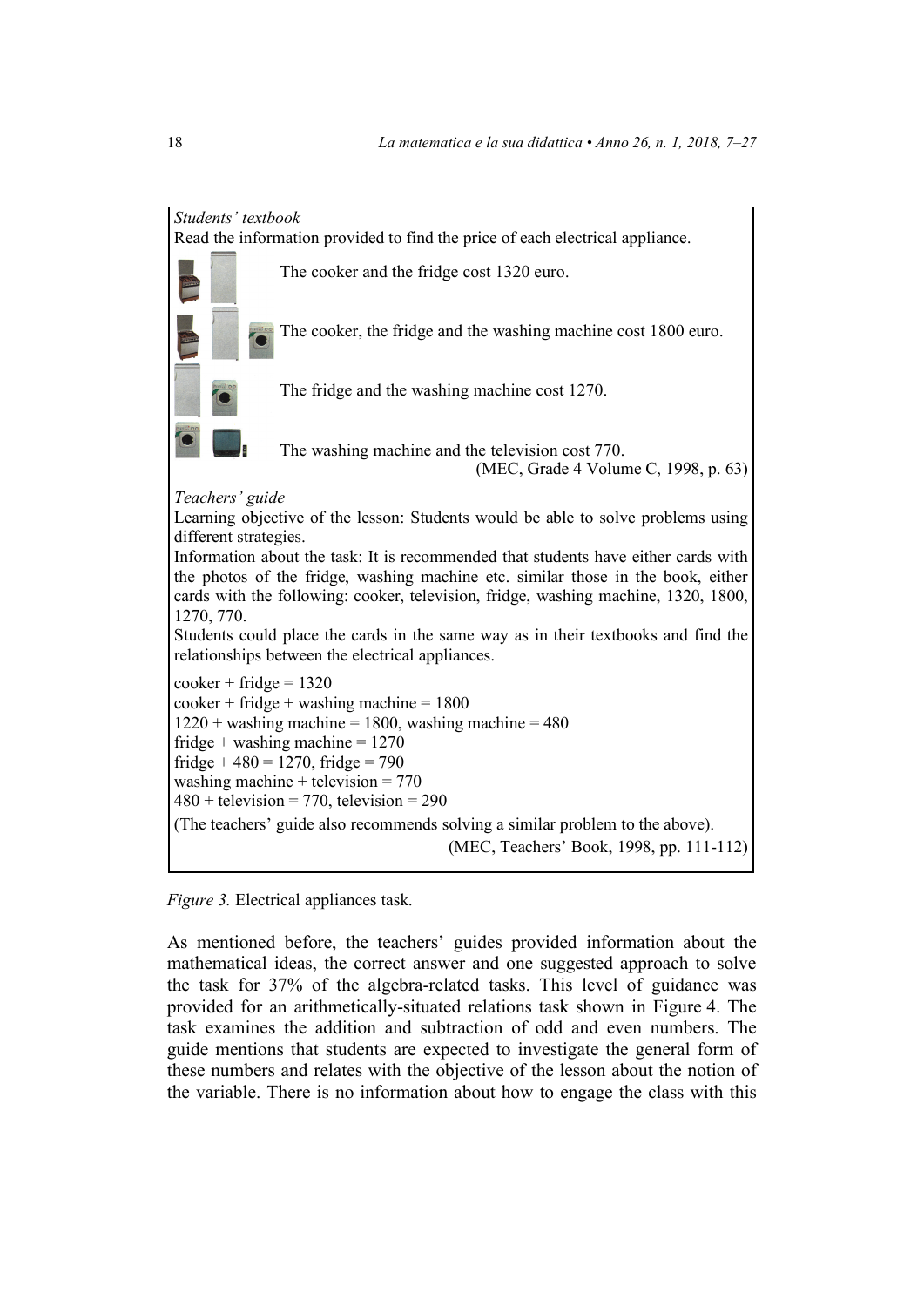*Students' textbook*

Read the information provided to find the price of each electrical appliance.

The cooker and the fridge cost 1320 euro.

The cooker, the fridge and the washing machine cost 1800 euro.

The fridge and the washing machine cost 1270.

The washing machine and the television cost 770.

(MEC, Grade 4 Volume C, 1998, p. 63)

*Teachers' guide*

Learning objective of the lesson: Students would be able to solve problems using different strategies.

Information about the task: It is recommended that students have either cards with the photos of the fridge, washing machine etc. similar those in the book, either cards with the following: cooker, television, fridge, washing machine, 1320, 1800, 1270, 770.

Students could place the cards in the same way as in their textbooks and find the relationships between the electrical appliances.

cooker + fridge = 1320
cooker + fridge + washing machine = 1800
1220 + washing machine = 1800, washing machine = 480
fridge + washing machine = 1270
fridge + 480 = 1270, fridge = 790
washing machine + television = 770
480 + television = 770, television = 290

(The teachers' guide also recommends solving a similar problem to the above).

(MEC, Teachers' Book, 1998, pp. 111-112)

*Figure 3.* Electrical appliances task.

As mentioned before, the teachers' guides provided information about the mathematical ideas, the correct answer and one suggested approach to solve the task for 37% of the algebra-related tasks. This level of guidance was provided for an arithmetically-situated relations task shown in Figure 4. The task examines the addition and subtraction of odd and even numbers. The guide mentions that students are expected to investigate the general form of these numbers and relates with the objective of the lesson about the notion of the variable. There is no information about how to engage the class with this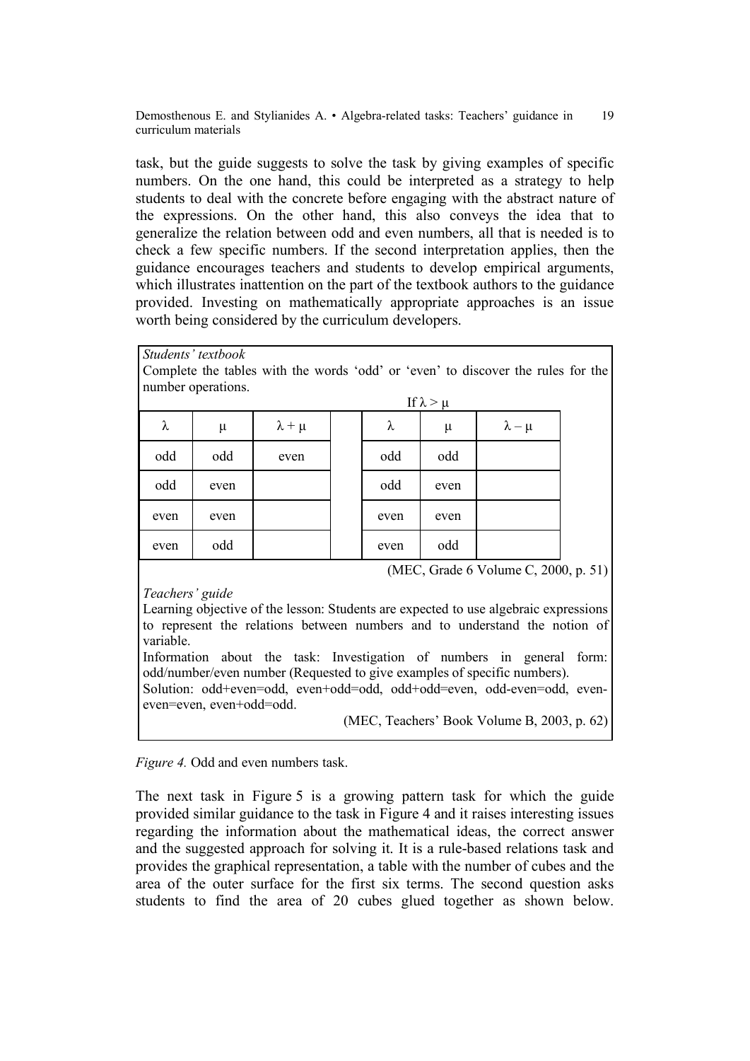task, but the guide suggests to solve the task by giving examples of specific numbers. On the one hand, this could be interpreted as a strategy to help students to deal with the concrete before engaging with the abstract nature of the expressions. On the other hand, this also conveys the idea that to generalize the relation between odd and even numbers, all that is needed is to check a few specific numbers. If the second interpretation applies, then the guidance encourages teachers and students to develop empirical arguments, which illustrates inattention on the part of the textbook authors to the guidance provided. Investing on mathematically appropriate approaches is an issue worth being considered by the curriculum developers.

*Students' textbook*

Complete the tables with the words 'odd' or 'even' to discover the rules for the number operations.

| $\lambda$ | $\mu$ | $\lambda + \mu$ |
|---|---|---|
| odd | odd | even |
| odd | even | |
| even | even | |
| even | odd | |

If $\lambda > \mu$

| $\lambda$ | $\mu$ | $\lambda - \mu$ |
|---|---|---|
| odd | odd | |
| odd | even | |
| even | even | |
| even | odd | |

(MEC, Grade 6 Volume C, 2000, p. 51)

*Teachers' guide*

Learning objective of the lesson: Students are expected to use algebraic expressions to represent the relations between numbers and to understand the notion of variable.

Information about the task: Investigation of numbers in general form: odd/number/even number (Requested to give examples of specific numbers).

Solution: odd+even=odd, even+odd=odd, odd+odd=even, odd-even=odd, even-even=even, even+odd=odd.

(MEC, Teachers' Book Volume B, 2003, p. 62)

*Figure 4.* Odd and even numbers task.

The next task in Figure 5 is a growing pattern task for which the guide provided similar guidance to the task in Figure 4 and it raises interesting issues regarding the information about the mathematical ideas, the correct answer and the suggested approach for solving it. It is a rule-based relations task and provides the graphical representation, a table with the number of cubes and the area of the outer surface for the first six terms. The second question asks students to find the area of 20 cubes glued together as shown below.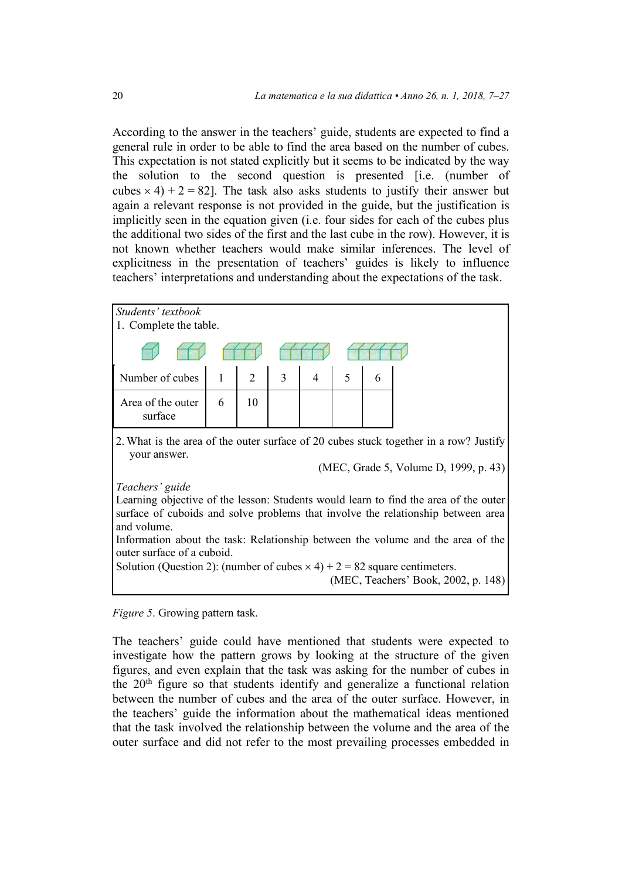According to the answer in the teachers' guide, students are expected to find a general rule in order to be able to find the area based on the number of cubes. This expectation is not stated explicitly but it seems to be indicated by the way the solution to the second question is presented [i.e. (number of cubes $\times$ 4) + 2 = 82]. The task also asks students to justify their answer but again a relevant response is not provided in the guide, but the justification is implicitly seen in the equation given (i.e. four sides for each of the cubes plus the additional two sides of the first and the last cube in the row). However, it is not known whether teachers would make similar inferences. The level of explicitness in the presentation of teachers' guides is likely to influence teachers' interpretations and understanding about the expectations of the task.

*Students' textbook*

1. Complete the table.

| Number of cubes | 1 | 2 | 3 | 4 | 5 | 6 |
|---|---|---|---|---|---|---|
| Area of the outer surface | 6 | 10 | | | | |

2. What is the area of the outer surface of 20 cubes stuck together in a row? Justify your answer.

(MEC, Grade 5, Volume D, 1999, p. 43)

*Teachers' guide*

Learning objective of the lesson: Students would learn to find the area of the outer surface of cuboids and solve problems that involve the relationship between area and volume.

Information about the task: Relationship between the volume and the area of the outer surface of a cuboid.

Solution (Question 2): (number of cubes $\times$ 4) + 2 = 82 square centimeters.

(MEC, Teachers' Book, 2002, p. 148)

*Figure 5*. Growing pattern task.

The teachers' guide could have mentioned that students were expected to investigate how the pattern grows by looking at the structure of the given figures, and even explain that the task was asking for the number of cubes in the 20$^{th}$ figure so that students identify and generalize a functional relation between the number of cubes and the area of the outer surface. However, in the teachers' guide the information about the mathematical ideas mentioned that the task involved the relationship between the volume and the area of the outer surface and did not refer to the most prevailing processes embedded in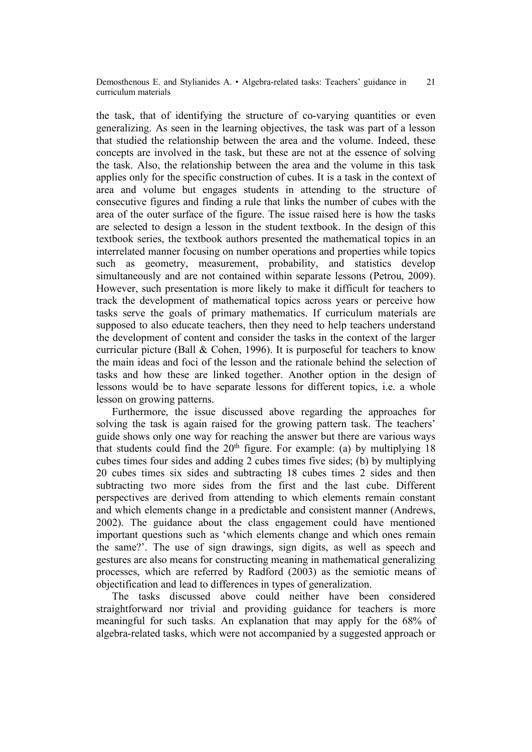the task, that of identifying the structure of co-varying quantities or even generalizing. As seen in the learning objectives, the task was part of a lesson that studied the relationship between the area and the volume. Indeed, these concepts are involved in the task, but these are not at the essence of solving the task. Also, the relationship between the area and the volume in this task applies only for the specific construction of cubes. It is a task in the context of area and volume but engages students in attending to the structure of consecutive figures and finding a rule that links the number of cubes with the area of the outer surface of the figure. The issue raised here is how the tasks are selected to design a lesson in the student textbook. In the design of this textbook series, the textbook authors presented the mathematical topics in an interrelated manner focusing on number operations and properties while topics such as geometry, measurement, probability, and statistics develop simultaneously and are not contained within separate lessons (Petrou, 2009). However, such presentation is more likely to make it difficult for teachers to track the development of mathematical topics across years or perceive how tasks serve the goals of primary mathematics. If curriculum materials are supposed to also educate teachers, then they need to help teachers understand the development of content and consider the tasks in the context of the larger curricular picture (Ball & Cohen, 1996). It is purposeful for teachers to know the main ideas and foci of the lesson and the rationale behind the selection of tasks and how these are linked together. Another option in the design of lessons would be to have separate lessons for different topics, i.e. a whole lesson on growing patterns.

Furthermore, the issue discussed above regarding the approaches for solving the task is again raised for the growing pattern task. The teachers' guide shows only one way for reaching the answer but there are various ways that students could find the 20th figure. For example: (a) by multiplying 18 cubes times four sides and adding 2 cubes times five sides; (b) by multiplying 20 cubes times six sides and subtracting 18 cubes times 2 sides and then subtracting two more sides from the first and the last cube. Different perspectives are derived from attending to which elements remain constant and which elements change in a predictable and consistent manner (Andrews, 2002). The guidance about the class engagement could have mentioned important questions such as 'which elements change and which ones remain the same?'. The use of sign drawings, sign digits, as well as speech and gestures are also means for constructing meaning in mathematical generalizing processes, which are referred by Radford (2003) as the semiotic means of objectification and lead to differences in types of generalization.

The tasks discussed above could neither have been considered straightforward nor trivial and providing guidance for teachers is more meaningful for such tasks. An explanation that may apply for the 68% of algebra-related tasks, which were not accompanied by a suggested approach or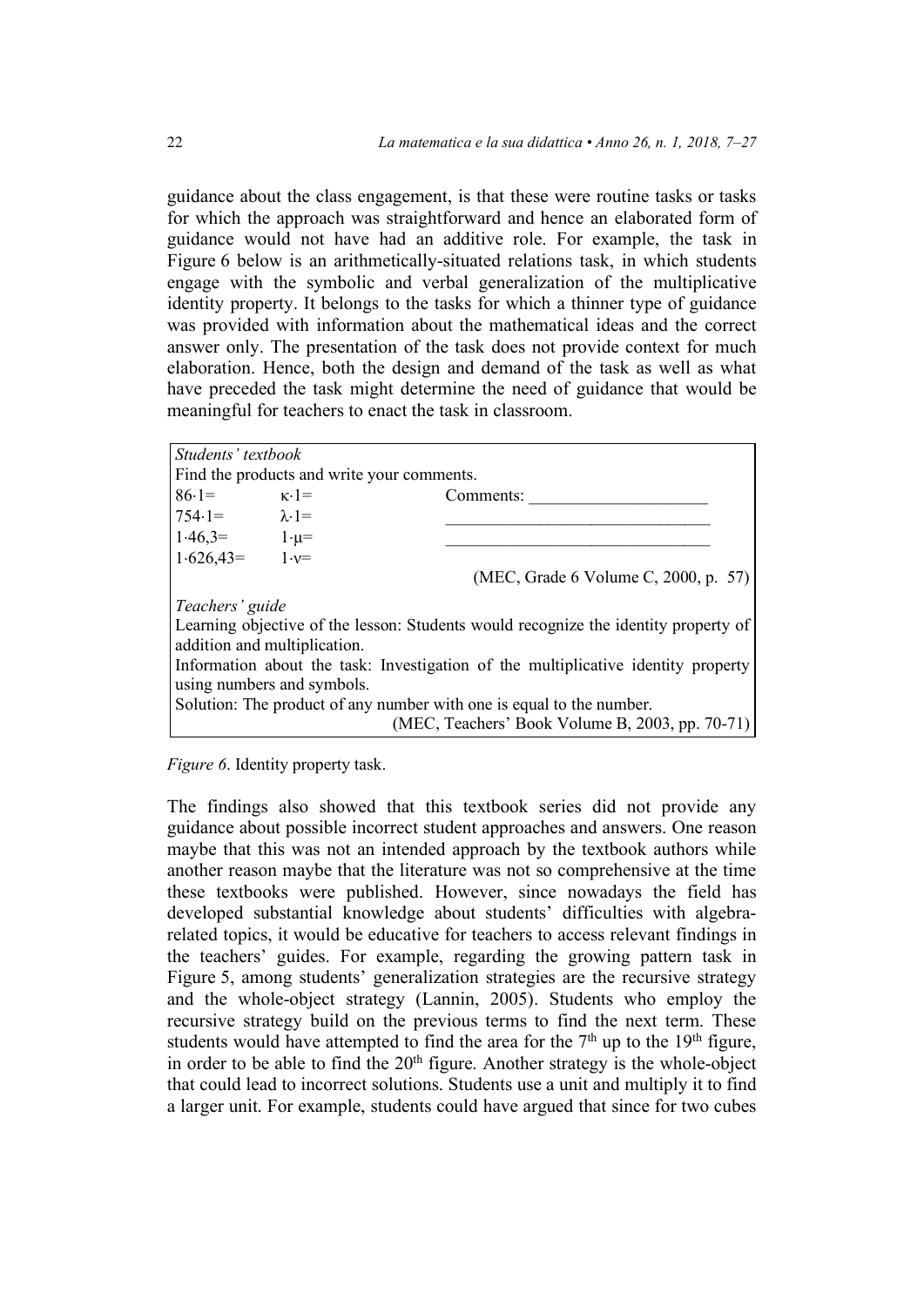guidance about the class engagement, is that these were routine tasks or tasks for which the approach was straightforward and hence an elaborated form of guidance would not have had an additive role. For example, the task in Figure 6 below is an arithmetically-situated relations task, in which students engage with the symbolic and verbal generalization of the multiplicative identity property. It belongs to the tasks for which a thinner type of guidance was provided with information about the mathematical ideas and the correct answer only. The presentation of the task does not provide context for much elaboration. Hence, both the design and demand of the task as well as what have preceded the task might determine the need of guidance that would be meaningful for teachers to enact the task in classroom.

| *Students' textbook* | | |
|---|---|---|
| Find the products and write your comments. | | |
| $86 \cdot 1 =$ | $\kappa \cdot 1 =$ | Comments: ____________________ |
| $754 \cdot 1 =$ | $\lambda \cdot 1 =$ | ______________________________ |
| $1 \cdot 46{,}3 =$ | $1 \cdot \mu =$ | ______________________________ |
| $1 \cdot 626{,}43 =$ | $1 \cdot \nu =$ | |
| | | (MEC, Grade 6 Volume C, 2000, p. 57) |
| *Teachers' guide* | | |
| Learning objective of the lesson: Students would recognize the identity property of addition and multiplication. | | |
| Information about the task: Investigation of the multiplicative identity property using numbers and symbols. | | |
| Solution: The product of any number with one is equal to the number. | | |
| | | (MEC, Teachers' Book Volume B, 2003, pp. 70-71) |

*Figure 6*. Identity property task.

The findings also showed that this textbook series did not provide any guidance about possible incorrect student approaches and answers. One reason maybe that this was not an intended approach by the textbook authors while another reason maybe that the literature was not so comprehensive at the time these textbooks were published. However, since nowadays the field has developed substantial knowledge about students' difficulties with algebra-related topics, it would be educative for teachers to access relevant findings in the teachers' guides. For example, regarding the growing pattern task in Figure 5, among students' generalization strategies are the recursive strategy and the whole-object strategy (Lannin, 2005). Students who employ the recursive strategy build on the previous terms to find the next term. These students would have attempted to find the area for the 7th up to the 19th figure, in order to be able to find the 20th figure. Another strategy is the whole-object that could lead to incorrect solutions. Students use a unit and multiply it to find a larger unit. For example, students could have argued that since for two cubes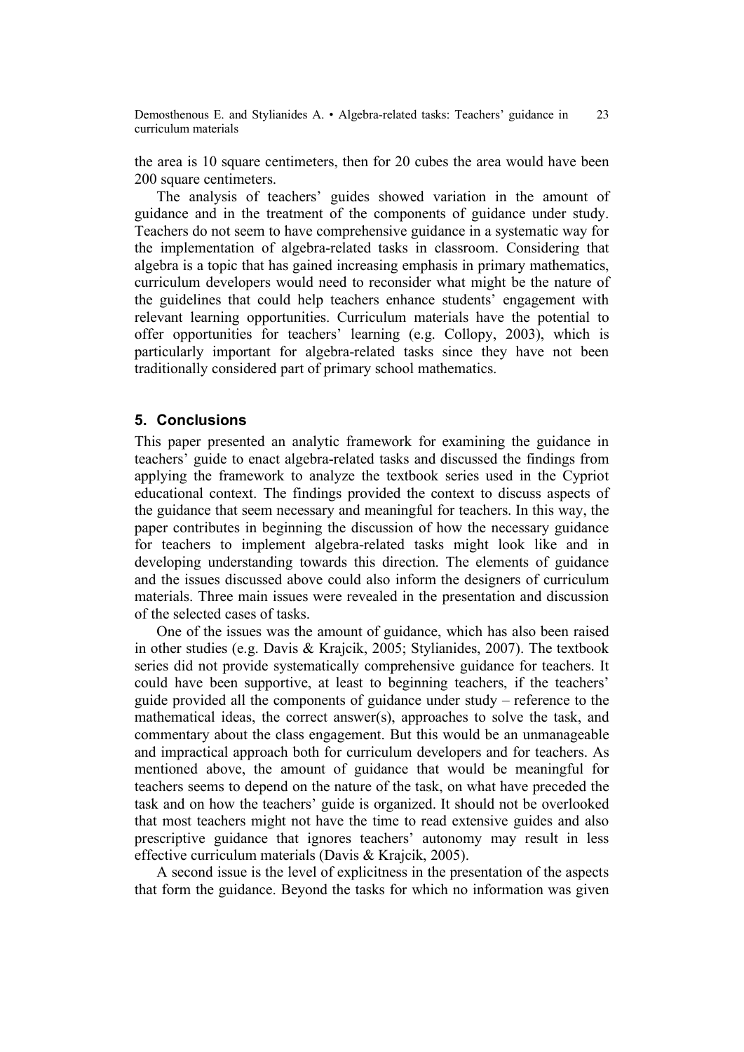the area is 10 square centimeters, then for 20 cubes the area would have been 200 square centimeters.

The analysis of teachers' guides showed variation in the amount of guidance and in the treatment of the components of guidance under study. Teachers do not seem to have comprehensive guidance in a systematic way for the implementation of algebra-related tasks in classroom. Considering that algebra is a topic that has gained increasing emphasis in primary mathematics, curriculum developers would need to reconsider what might be the nature of the guidelines that could help teachers enhance students' engagement with relevant learning opportunities. Curriculum materials have the potential to offer opportunities for teachers' learning (e.g. Collopy, 2003), which is particularly important for algebra-related tasks since they have not been traditionally considered part of primary school mathematics.

## 5. Conclusions

This paper presented an analytic framework for examining the guidance in teachers' guide to enact algebra-related tasks and discussed the findings from applying the framework to analyze the textbook series used in the Cypriot educational context. The findings provided the context to discuss aspects of the guidance that seem necessary and meaningful for teachers. In this way, the paper contributes in beginning the discussion of how the necessary guidance for teachers to implement algebra-related tasks might look like and in developing understanding towards this direction. The elements of guidance and the issues discussed above could also inform the designers of curriculum materials. Three main issues were revealed in the presentation and discussion of the selected cases of tasks.

One of the issues was the amount of guidance, which has also been raised in other studies (e.g. Davis & Krajcik, 2005; Stylianides, 2007). The textbook series did not provide systematically comprehensive guidance for teachers. It could have been supportive, at least to beginning teachers, if the teachers' guide provided all the components of guidance under study – reference to the mathematical ideas, the correct answer(s), approaches to solve the task, and commentary about the class engagement. But this would be an unmanageable and impractical approach both for curriculum developers and for teachers. As mentioned above, the amount of guidance that would be meaningful for teachers seems to depend on the nature of the task, on what have preceded the task and on how the teachers' guide is organized. It should not be overlooked that most teachers might not have the time to read extensive guides and also prescriptive guidance that ignores teachers' autonomy may result in less effective curriculum materials (Davis & Krajcik, 2005).

A second issue is the level of explicitness in the presentation of the aspects that form the guidance. Beyond the tasks for which no information was given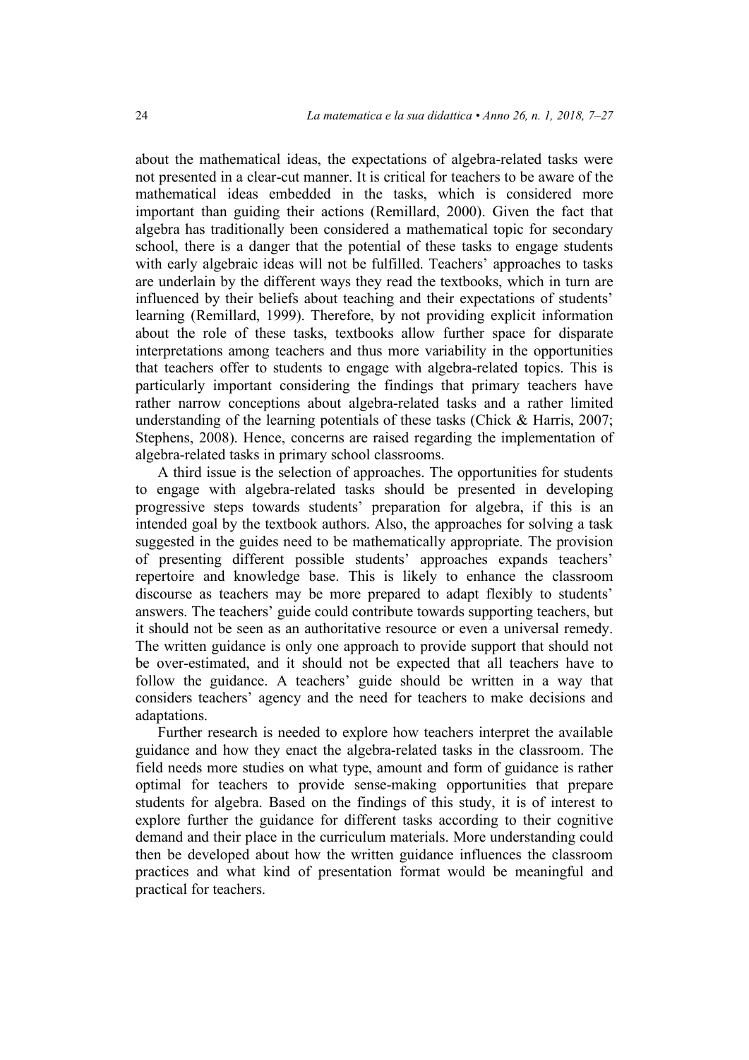about the mathematical ideas, the expectations of algebra-related tasks were not presented in a clear-cut manner. It is critical for teachers to be aware of the mathematical ideas embedded in the tasks, which is considered more important than guiding their actions (Remillard, 2000). Given the fact that algebra has traditionally been considered a mathematical topic for secondary school, there is a danger that the potential of these tasks to engage students with early algebraic ideas will not be fulfilled. Teachers' approaches to tasks are underlain by the different ways they read the textbooks, which in turn are influenced by their beliefs about teaching and their expectations of students' learning (Remillard, 1999). Therefore, by not providing explicit information about the role of these tasks, textbooks allow further space for disparate interpretations among teachers and thus more variability in the opportunities that teachers offer to students to engage with algebra-related topics. This is particularly important considering the findings that primary teachers have rather narrow conceptions about algebra-related tasks and a rather limited understanding of the learning potentials of these tasks (Chick & Harris, 2007; Stephens, 2008). Hence, concerns are raised regarding the implementation of algebra-related tasks in primary school classrooms.

A third issue is the selection of approaches. The opportunities for students to engage with algebra-related tasks should be presented in developing progressive steps towards students' preparation for algebra, if this is an intended goal by the textbook authors. Also, the approaches for solving a task suggested in the guides need to be mathematically appropriate. The provision of presenting different possible students' approaches expands teachers' repertoire and knowledge base. This is likely to enhance the classroom discourse as teachers may be more prepared to adapt flexibly to students' answers. The teachers' guide could contribute towards supporting teachers, but it should not be seen as an authoritative resource or even a universal remedy. The written guidance is only one approach to provide support that should not be over-estimated, and it should not be expected that all teachers have to follow the guidance. A teachers' guide should be written in a way that considers teachers' agency and the need for teachers to make decisions and adaptations.

Further research is needed to explore how teachers interpret the available guidance and how they enact the algebra-related tasks in the classroom. The field needs more studies on what type, amount and form of guidance is rather optimal for teachers to provide sense-making opportunities that prepare students for algebra. Based on the findings of this study, it is of interest to explore further the guidance for different tasks according to their cognitive demand and their place in the curriculum materials. More understanding could then be developed about how the written guidance influences the classroom practices and what kind of presentation format would be meaningful and practical for teachers.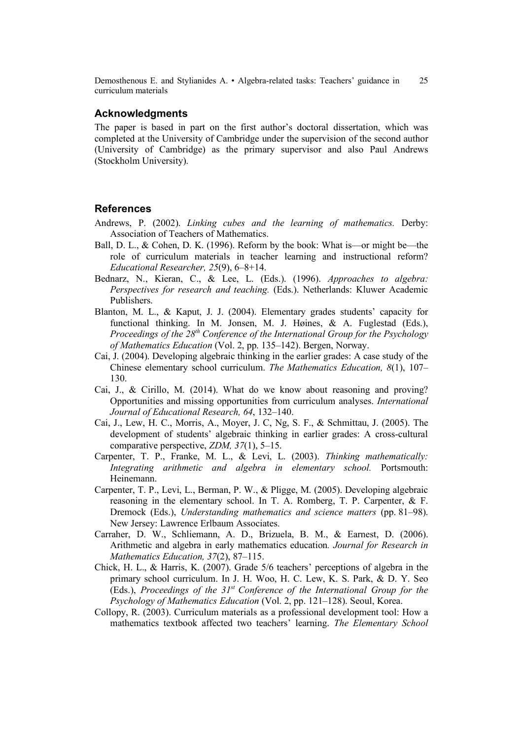## Acknowledgments

The paper is based in part on the first author's doctoral dissertation, which was completed at the University of Cambridge under the supervision of the second author (University of Cambridge) as the primary supervisor and also Paul Andrews (Stockholm University).

## References

Andrews, P. (2002). *Linking cubes and the learning of mathematics.* Derby: Association of Teachers of Mathematics.

Ball, D. L., & Cohen, D. K. (1996). Reform by the book: What is—or might be—the role of curriculum materials in teacher learning and instructional reform? *Educational Researcher, 25*(9), 6–8+14.

Bednarz, N., Kieran, C., & Lee, L. (Eds.). (1996). *Approaches to algebra: Perspectives for research and teaching.* (Eds.). Netherlands: Kluwer Academic Publishers.

Blanton, M. L., & Kaput, J. J. (2004). Elementary grades students' capacity for functional thinking. In M. Jonsen, M. J. Høines, & A. Fuglestad (Eds.), *Proceedings of the 28th Conference of the International Group for the Psychology of Mathematics Education* (Vol. 2, pp. 135–142). Bergen, Norway.

Cai, J. (2004). Developing algebraic thinking in the earlier grades: A case study of the Chinese elementary school curriculum. *The Mathematics Education, 8*(1), 107–130.

Cai, J., & Cirillo, M. (2014). What do we know about reasoning and proving? Opportunities and missing opportunities from curriculum analyses. *International Journal of Educational Research, 64*, 132–140.

Cai, J., Lew, H. C., Morris, A., Moyer, J. C, Ng, S. F., & Schmittau, J. (2005). The development of students' algebraic thinking in earlier grades: A cross-cultural comparative perspective, *ZDM, 37*(1), 5–15.

Carpenter, T. P., Franke, M. L., & Levi, L. (2003). *Thinking mathematically: Integrating arithmetic and algebra in elementary school.* Portsmouth: Heinemann.

Carpenter, T. P., Levi, L., Berman, P. W., & Pligge, M. (2005). Developing algebraic reasoning in the elementary school. In T. A. Romberg, T. P. Carpenter, & F. Dremock (Eds.), *Understanding mathematics and science matters* (pp. 81–98). New Jersey: Lawrence Erlbaum Associates.

Carraher, D. W., Schliemann, A. D., Brizuela, B. M., & Earnest, D. (2006). Arithmetic and algebra in early mathematics education*. Journal for Research in Mathematics Education, 37*(2), 87–115.

Chick, H. L., & Harris, K. (2007). Grade 5/6 teachers' perceptions of algebra in the primary school curriculum. In J. H. Woo, H. C. Lew, K. S. Park, & D. Y. Seo (Eds.), *Proceedings of the 31st Conference of the International Group for the Psychology of Mathematics Education* (Vol. 2, pp. 121–128). Seoul, Korea.

Collopy, R. (2003). Curriculum materials as a professional development tool: How a mathematics textbook affected two teachers' learning. *The Elementary School*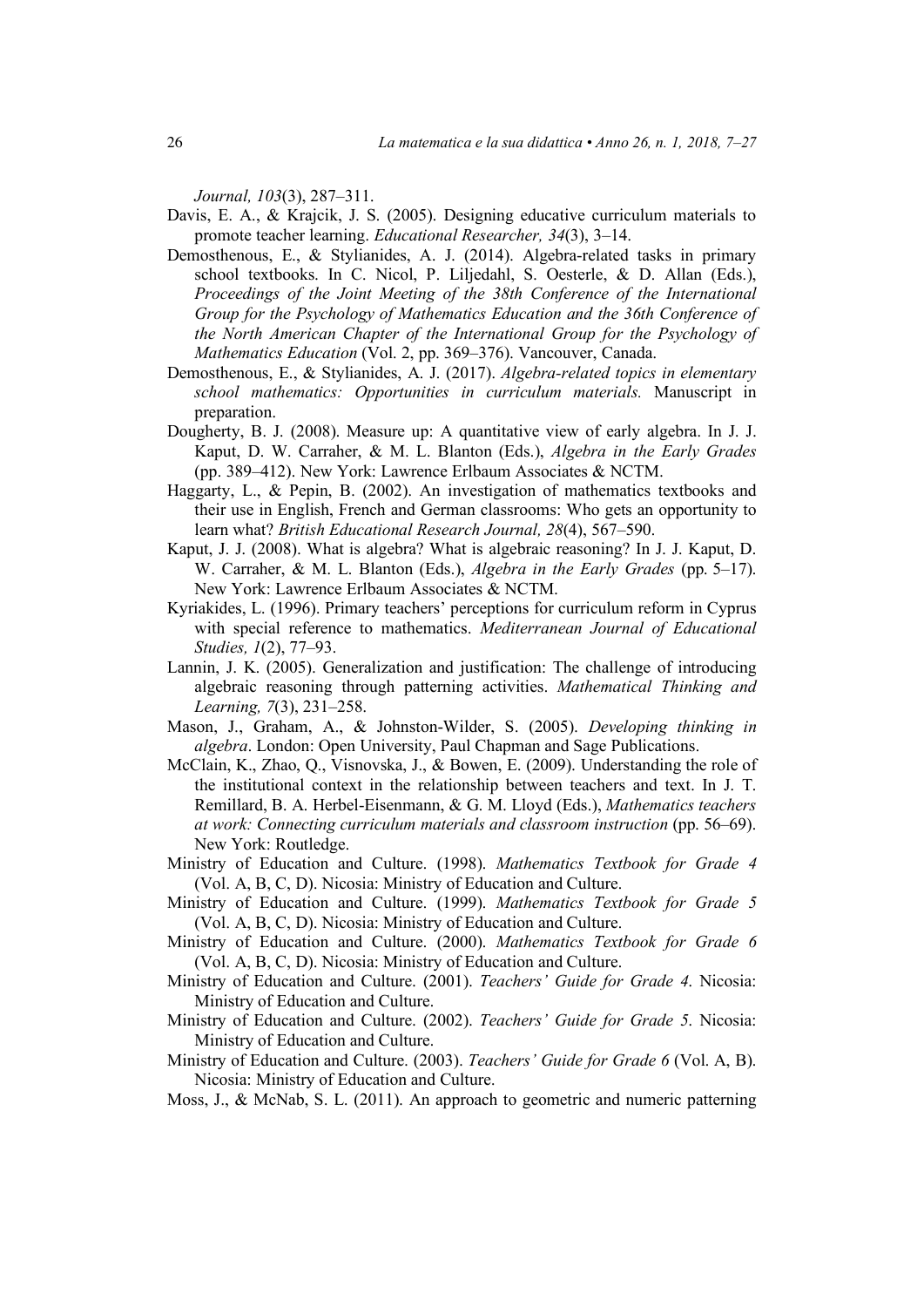*Journal, 103*(3), 287–311.

Davis, E. A., & Krajcik, J. S. (2005). Designing educative curriculum materials to promote teacher learning. *Educational Researcher, 34*(3), 3–14.

Demosthenous, E., & Stylianides, A. J. (2014). Algebra-related tasks in primary school textbooks. In C. Nicol, P. Liljedahl, S. Oesterle, & D. Allan (Eds.), *Proceedings of the Joint Meeting of the 38th Conference of the International Group for the Psychology of Mathematics Education and the 36th Conference of the North American Chapter of the International Group for the Psychology of Mathematics Education* (Vol. 2, pp. 369–376). Vancouver, Canada.

Demosthenous, E., & Stylianides, A. J. (2017). *Algebra-related topics in elementary school mathematics: Opportunities in curriculum materials.* Manuscript in preparation.

Dougherty, B. J. (2008). Measure up: A quantitative view of early algebra. In J. J. Kaput, D. W. Carraher, & M. L. Blanton (Eds.), *Algebra in the Early Grades* (pp. 389–412). New York: Lawrence Erlbaum Associates & NCTM.

Haggarty, L., & Pepin, B. (2002). An investigation of mathematics textbooks and their use in English, French and German classrooms: Who gets an opportunity to learn what? *British Educational Research Journal, 28*(4), 567–590.

Kaput, J. J. (2008). What is algebra? What is algebraic reasoning? In J. J. Kaput, D. W. Carraher, & M. L. Blanton (Eds.), *Algebra in the Early Grades* (pp. 5–17). New York: Lawrence Erlbaum Associates & NCTM.

Kyriakides, L. (1996). Primary teachers' perceptions for curriculum reform in Cyprus with special reference to mathematics. *Mediterranean Journal of Educational Studies, 1*(2), 77–93.

Lannin, J. K. (2005). Generalization and justification: The challenge of introducing algebraic reasoning through patterning activities. *Mathematical Thinking and Learning, 7*(3), 231–258.

Mason, J., Graham, A., & Johnston-Wilder, S. (2005). *Developing thinking in algebra*. London: Open University, Paul Chapman and Sage Publications.

McClain, K., Zhao, Q., Visnovska, J., & Bowen, E. (2009). Understanding the role of the institutional context in the relationship between teachers and text. In J. T. Remillard, B. A. Herbel-Eisenmann, & G. M. Lloyd (Eds.), *Mathematics teachers at work: Connecting curriculum materials and classroom instruction* (pp. 56–69). New York: Routledge.

Ministry of Education and Culture. (1998). *Mathematics Textbook for Grade 4* (Vol. A, B, C, D). Nicosia: Ministry of Education and Culture.

Ministry of Education and Culture. (1999). *Mathematics Textbook for Grade 5* (Vol. A, B, C, D). Nicosia: Ministry of Education and Culture.

Ministry of Education and Culture. (2000). *Mathematics Textbook for Grade 6* (Vol. A, B, C, D). Nicosia: Ministry of Education and Culture.

Ministry of Education and Culture. (2001). *Teachers' Guide for Grade 4*. Nicosia: Ministry of Education and Culture.

Ministry of Education and Culture. (2002). *Teachers' Guide for Grade 5*. Nicosia: Ministry of Education and Culture.

Ministry of Education and Culture. (2003). *Teachers' Guide for Grade 6* (Vol. A, B). Nicosia: Ministry of Education and Culture.

Moss, J., & McNab, S. L. (2011). An approach to geometric and numeric patterning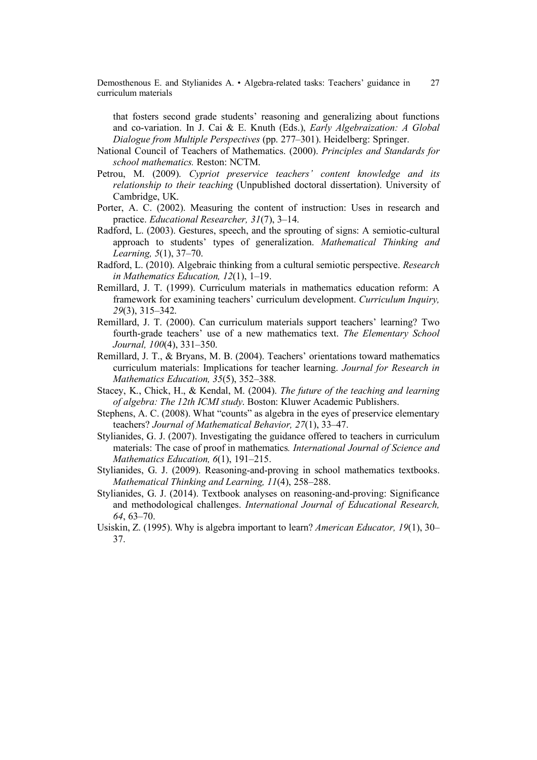that fosters second grade students' reasoning and generalizing about functions and co-variation. In J. Cai & E. Knuth (Eds.), *Early Algebraization: A Global Dialogue from Multiple Perspectives* (pp. 277–301). Heidelberg: Springer.

National Council of Teachers of Mathematics. (2000). *Principles and Standards for school mathematics.* Reston: NCTM.

Petrou, M. (2009). *Cypriot preservice teachers' content knowledge and its relationship to their teaching* (Unpublished doctoral dissertation). University of Cambridge, UK.

Porter, A. C. (2002). Measuring the content of instruction: Uses in research and practice. *Educational Researcher, 31*(7), 3–14.

Radford, L. (2003). Gestures, speech, and the sprouting of signs: A semiotic-cultural approach to students' types of generalization. *Mathematical Thinking and Learning, 5*(1), 37–70.

Radford, L. (2010). Algebraic thinking from a cultural semiotic perspective. *Research in Mathematics Education, 12*(1), 1–19.

Remillard, J. T. (1999). Curriculum materials in mathematics education reform: A framework for examining teachers' curriculum development. *Curriculum Inquiry, 29*(3), 315–342.

Remillard, J. T. (2000). Can curriculum materials support teachers' learning? Two fourth-grade teachers' use of a new mathematics text. *The Elementary School Journal, 100*(4), 331–350.

Remillard, J. T., & Bryans, M. B. (2004). Teachers' orientations toward mathematics curriculum materials: Implications for teacher learning. *Journal for Research in Mathematics Education, 35*(5), 352–388.

Stacey, K., Chick, H., & Kendal, M. (2004). *The future of the teaching and learning of algebra: The 12th ICMI study*. Boston: Kluwer Academic Publishers.

Stephens, A. C. (2008). What "counts" as algebra in the eyes of preservice elementary teachers? *Journal of Mathematical Behavior, 27*(1), 33–47.

Stylianides, G. J. (2007). Investigating the guidance offered to teachers in curriculum materials: The case of proof in mathematics*. International Journal of Science and Mathematics Education, 6*(1), 191–215.

Stylianides, G. J. (2009). Reasoning-and-proving in school mathematics textbooks. *Mathematical Thinking and Learning, 11*(4), 258–288.

Stylianides, G. J. (2014). Textbook analyses on reasoning-and-proving: Significance and methodological challenges. *International Journal of Educational Research, 64*, 63–70.

Usiskin, Z. (1995). Why is algebra important to learn? *American Educator, 19*(1), 30–37.